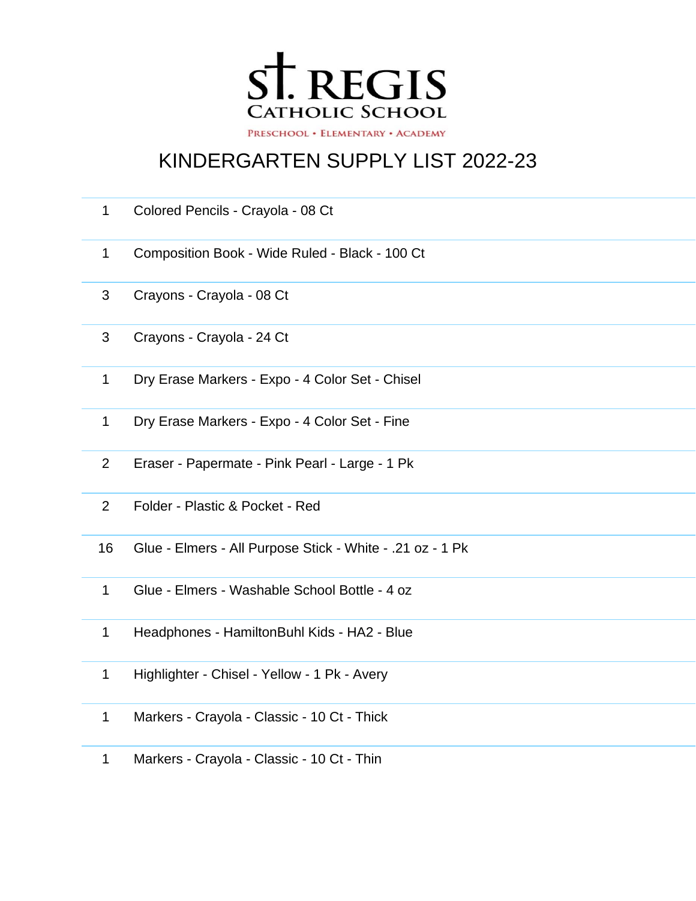# ST. REGIS

## CATHOLIC SCHOOL

PRESCHOOL • ELEMENTARY • ACADEMY

## KINDERGARTEN SUPPLY LIST 2022-23

| | |
|---|---|
| 1 | Colored Pencils - Crayola - 08 Ct |
| 1 | Composition Book - Wide Ruled - Black - 100 Ct |
| 3 | Crayons - Crayola - 08 Ct |
| 3 | Crayons - Crayola - 24 Ct |
| 1 | Dry Erase Markers - Expo - 4 Color Set - Chisel |
| 1 | Dry Erase Markers - Expo - 4 Color Set - Fine |
| 2 | Eraser - Papermate - Pink Pearl - Large - 1 Pk |
| 2 | Folder - Plastic & Pocket - Red |
| 16 | Glue - Elmers - All Purpose Stick - White - .21 oz - 1 Pk |
| 1 | Glue - Elmers - Washable School Bottle - 4 oz |
| 1 | Headphones - HamiltonBuhl Kids - HA2 - Blue |
| 1 | Highlighter - Chisel - Yellow - 1 Pk - Avery |
| 1 | Markers - Crayola - Classic - 10 Ct - Thick |
| 1 | Markers - Crayola - Classic - 10 Ct - Thin |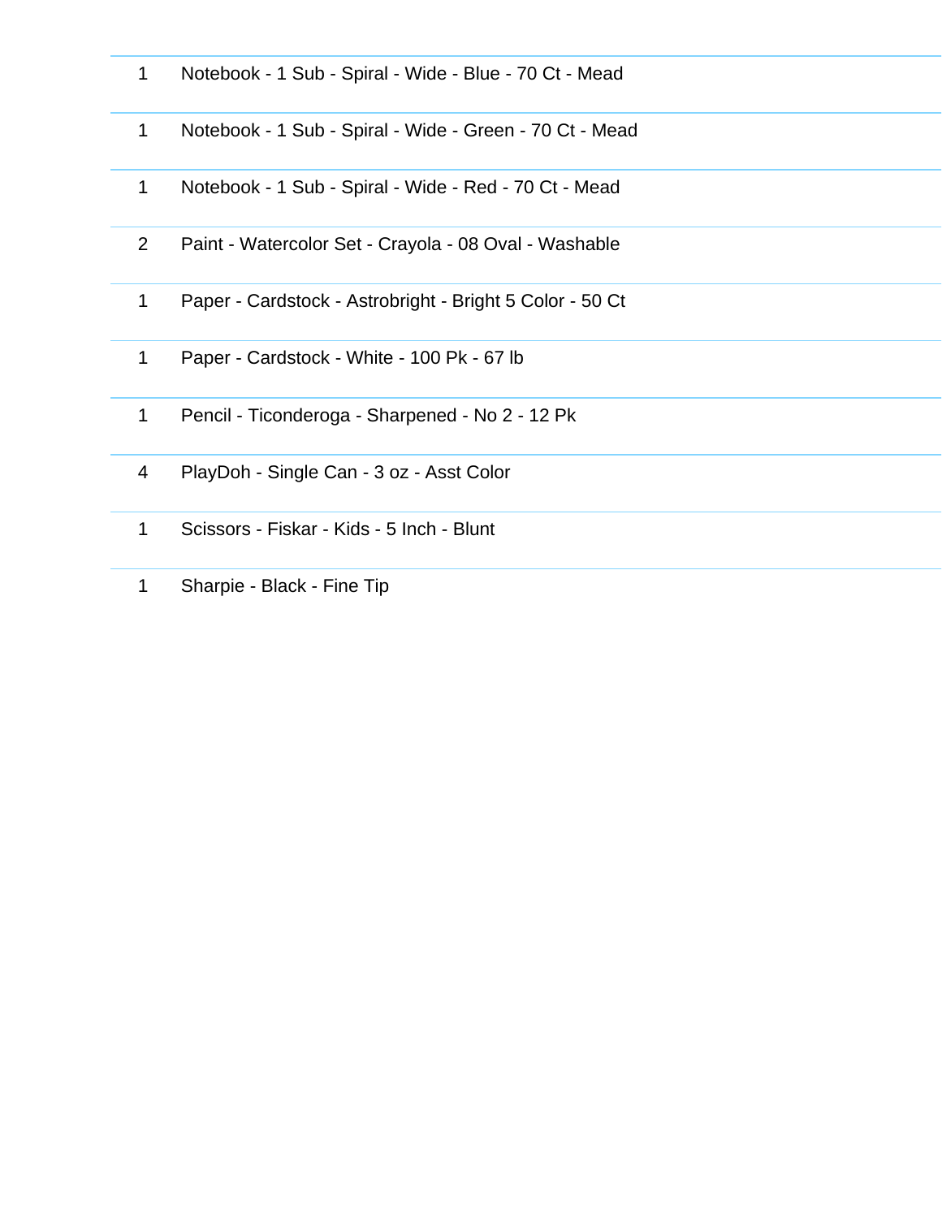| | |
|---|---|
| 1 | Notebook - 1 Sub - Spiral - Wide - Blue - 70 Ct - Mead |
| 1 | Notebook - 1 Sub - Spiral - Wide - Green - 70 Ct - Mead |
| 1 | Notebook - 1 Sub - Spiral - Wide - Red - 70 Ct - Mead |
| 2 | Paint - Watercolor Set - Crayola - 08 Oval - Washable |
| 1 | Paper - Cardstock - Astrobright - Bright 5 Color - 50 Ct |
| 1 | Paper - Cardstock - White - 100 Pk - 67 lb |
| 1 | Pencil - Ticonderoga - Sharpened - No 2 - 12 Pk |
| 4 | PlayDoh - Single Can - 3 oz - Asst Color |
| 1 | Scissors - Fiskar - Kids - 5 Inch - Blunt |
| 1 | Sharpie - Black - Fine Tip |